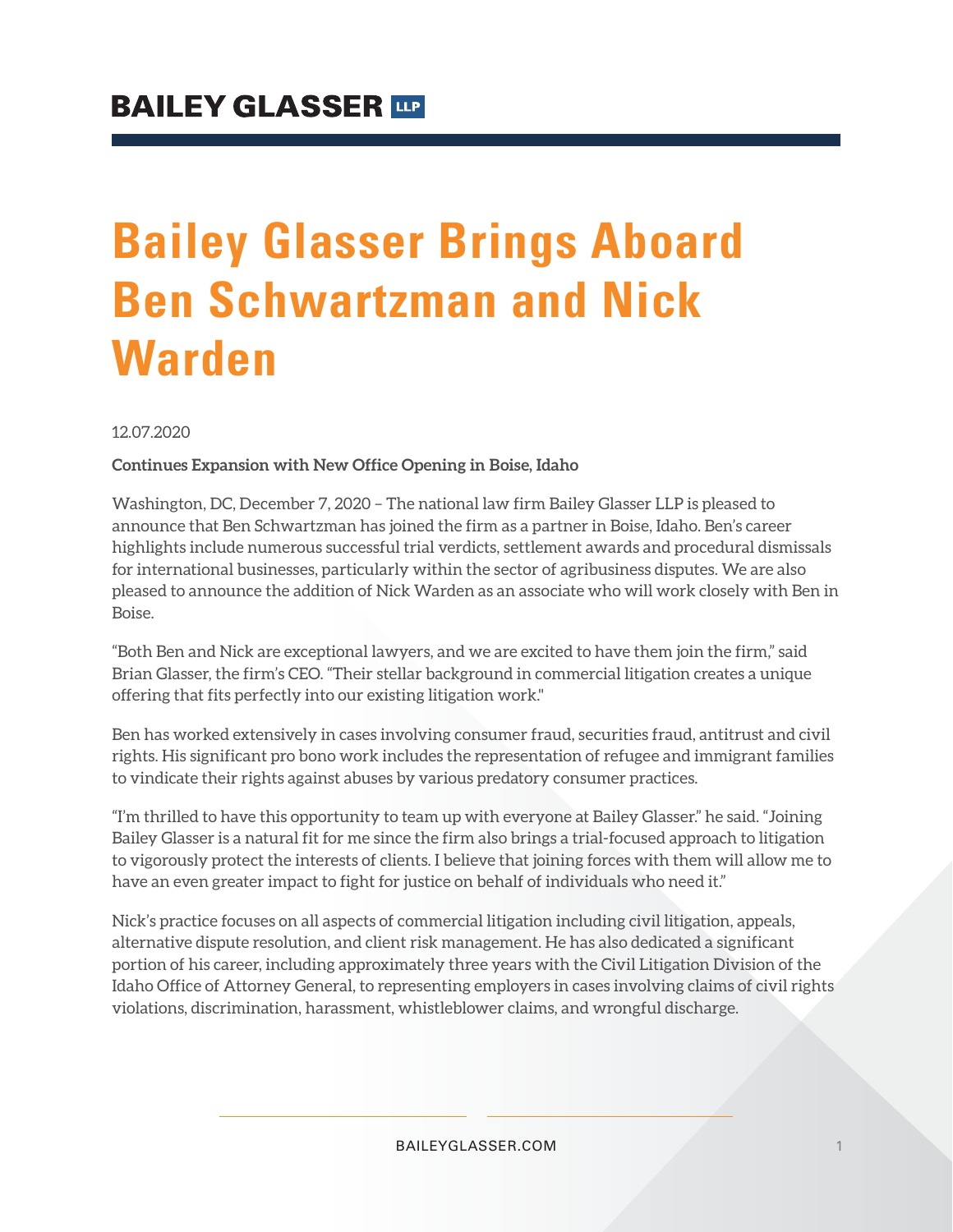BAILEY GLASSER LLP

# Bailey Glasser Brings Aboard Ben Schwartzman and Nick Warden

12.07.2020

**Continues Expansion with New Office Opening in Boise, Idaho**

Washington, DC, December 7, 2020 – The national law firm Bailey Glasser LLP is pleased to announce that Ben Schwartzman has joined the firm as a partner in Boise, Idaho. Ben's career highlights include numerous successful trial verdicts, settlement awards and procedural dismissals for international businesses, particularly within the sector of agribusiness disputes. We are also pleased to announce the addition of Nick Warden as an associate who will work closely with Ben in Boise.

"Both Ben and Nick are exceptional lawyers, and we are excited to have them join the firm," said Brian Glasser, the firm's CEO. "Their stellar background in commercial litigation creates a unique offering that fits perfectly into our existing litigation work."

Ben has worked extensively in cases involving consumer fraud, securities fraud, antitrust and civil rights. His significant pro bono work includes the representation of refugee and immigrant families to vindicate their rights against abuses by various predatory consumer practices.

"I'm thrilled to have this opportunity to team up with everyone at Bailey Glasser." he said. "Joining Bailey Glasser is a natural fit for me since the firm also brings a trial-focused approach to litigation to vigorously protect the interests of clients. I believe that joining forces with them will allow me to have an even greater impact to fight for justice on behalf of individuals who need it."

Nick's practice focuses on all aspects of commercial litigation including civil litigation, appeals, alternative dispute resolution, and client risk management. He has also dedicated a significant portion of his career, including approximately three years with the Civil Litigation Division of the Idaho Office of Attorney General, to representing employers in cases involving claims of civil rights violations, discrimination, harassment, whistleblower claims, and wrongful discharge.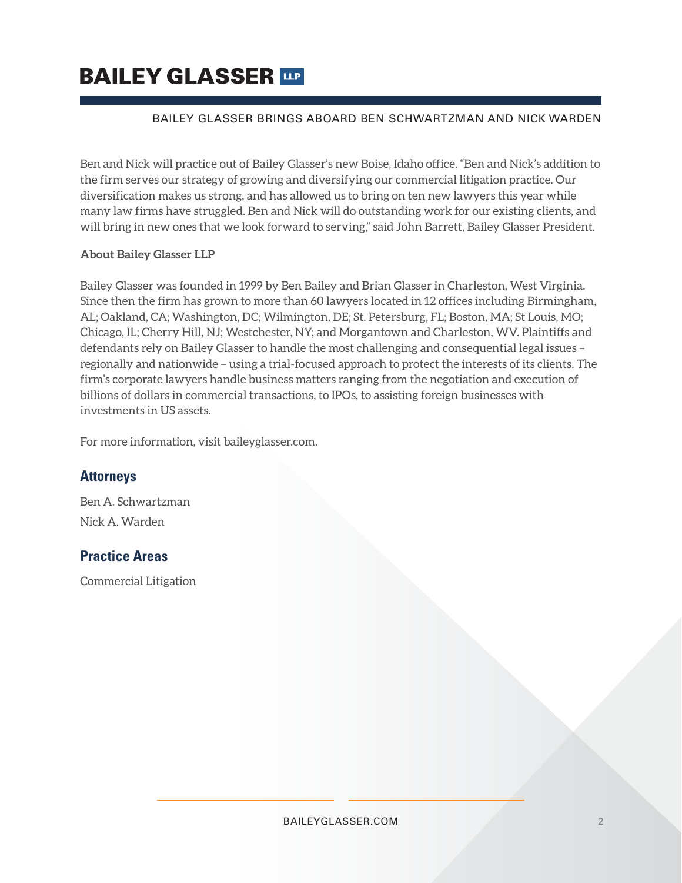Ben and Nick will practice out of Bailey Glasser's new Boise, Idaho office. "Ben and Nick's addition to the firm serves our strategy of growing and diversifying our commercial litigation practice. Our diversification makes us strong, and has allowed us to bring on ten new lawyers this year while many law firms have struggled. Ben and Nick will do outstanding work for our existing clients, and will bring in new ones that we look forward to serving," said John Barrett, Bailey Glasser President.

**About Bailey Glasser LLP**

Bailey Glasser was founded in 1999 by Ben Bailey and Brian Glasser in Charleston, West Virginia. Since then the firm has grown to more than 60 lawyers located in 12 offices including Birmingham, AL; Oakland, CA; Washington, DC; Wilmington, DE; St. Petersburg, FL; Boston, MA; St Louis, MO; Chicago, IL; Cherry Hill, NJ; Westchester, NY; and Morgantown and Charleston, WV. Plaintiffs and defendants rely on Bailey Glasser to handle the most challenging and consequential legal issues – regionally and nationwide – using a trial-focused approach to protect the interests of its clients. The firm's corporate lawyers handle business matters ranging from the negotiation and execution of billions of dollars in commercial transactions, to IPOs, to assisting foreign businesses with investments in US assets.

For more information, visit baileyglasser.com.

## Attorneys

Ben A. Schwartzman

Nick A. Warden

## Practice Areas

Commercial Litigation